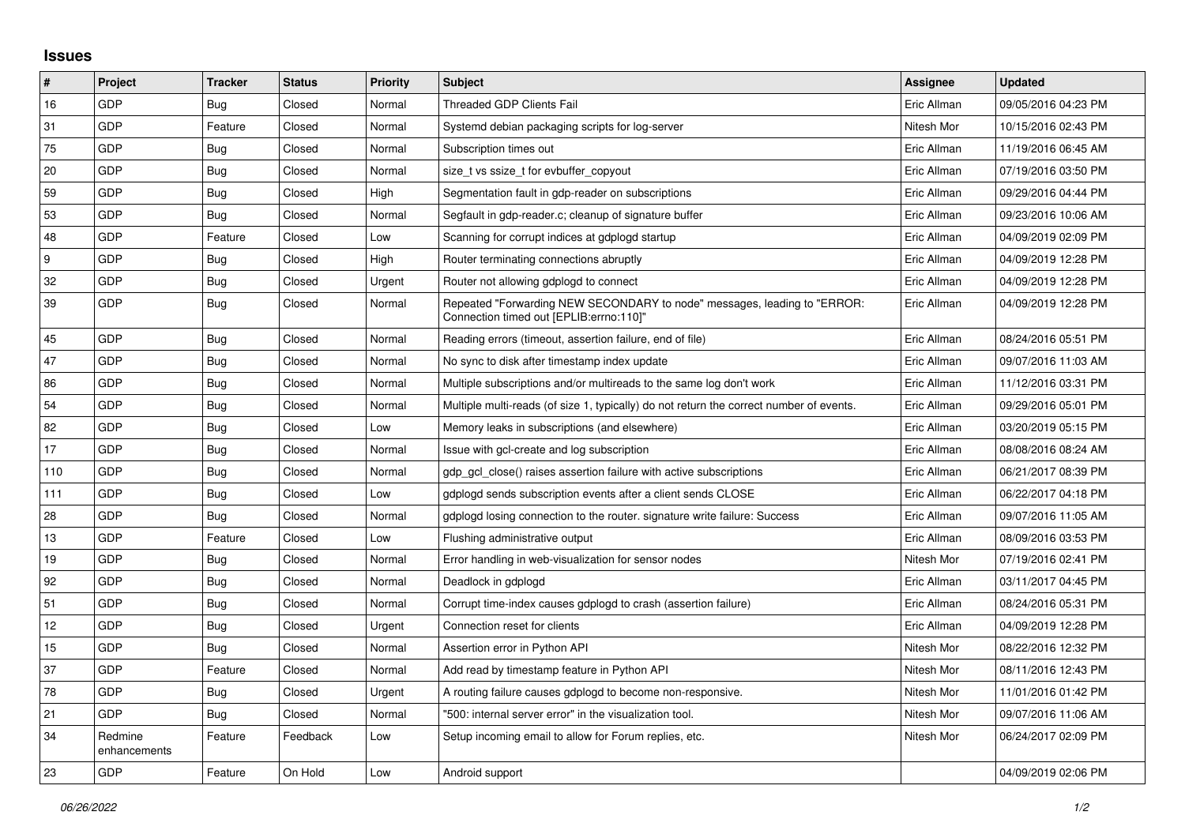## Issues

| # | Project | Tracker | Status | Priority | Subject | Assignee | Updated |
|---|---|---|---|---|---|---|---|
| 16 | GDP | Bug | Closed | Normal | Threaded GDP Clients Fail | Eric Allman | 09/05/2016 04:23 PM |
| 31 | GDP | Feature | Closed | Normal | Systemd debian packaging scripts for log-server | Nitesh Mor | 10/15/2016 02:43 PM |
| 75 | GDP | Bug | Closed | Normal | Subscription times out | Eric Allman | 11/19/2016 06:45 AM |
| 20 | GDP | Bug | Closed | Normal | size_t vs ssize_t for evbuffer_copyout | Eric Allman | 07/19/2016 03:50 PM |
| 59 | GDP | Bug | Closed | High | Segmentation fault in gdp-reader on subscriptions | Eric Allman | 09/29/2016 04:44 PM |
| 53 | GDP | Bug | Closed | Normal | Segfault in gdp-reader.c; cleanup of signature buffer | Eric Allman | 09/23/2016 10:06 AM |
| 48 | GDP | Feature | Closed | Low | Scanning for corrupt indices at gdplogd startup | Eric Allman | 04/09/2019 02:09 PM |
| 9 | GDP | Bug | Closed | High | Router terminating connections abruptly | Eric Allman | 04/09/2019 12:28 PM |
| 32 | GDP | Bug | Closed | Urgent | Router not allowing gdplogd to connect | Eric Allman | 04/09/2019 12:28 PM |
| 39 | GDP | Bug | Closed | Normal | Repeated "Forwarding NEW SECONDARY to node" messages, leading to "ERROR: Connection timed out [EPLIB:errno:110]" | Eric Allman | 04/09/2019 12:28 PM |
| 45 | GDP | Bug | Closed | Normal | Reading errors (timeout, assertion failure, end of file) | Eric Allman | 08/24/2016 05:51 PM |
| 47 | GDP | Bug | Closed | Normal | No sync to disk after timestamp index update | Eric Allman | 09/07/2016 11:03 AM |
| 86 | GDP | Bug | Closed | Normal | Multiple subscriptions and/or multireads to the same log don't work | Eric Allman | 11/12/2016 03:31 PM |
| 54 | GDP | Bug | Closed | Normal | Multiple multi-reads (of size 1, typically) do not return the correct number of events. | Eric Allman | 09/29/2016 05:01 PM |
| 82 | GDP | Bug | Closed | Low | Memory leaks in subscriptions (and elsewhere) | Eric Allman | 03/20/2019 05:15 PM |
| 17 | GDP | Bug | Closed | Normal | Issue with gcl-create and log subscription | Eric Allman | 08/08/2016 08:24 AM |
| 110 | GDP | Bug | Closed | Normal | gdp_gcl_close() raises assertion failure with active subscriptions | Eric Allman | 06/21/2017 08:39 PM |
| 111 | GDP | Bug | Closed | Low | gdplogd sends subscription events after a client sends CLOSE | Eric Allman | 06/22/2017 04:18 PM |
| 28 | GDP | Bug | Closed | Normal | gdplogd losing connection to the router. signature write failure: Success | Eric Allman | 09/07/2016 11:05 AM |
| 13 | GDP | Feature | Closed | Low | Flushing administrative output | Eric Allman | 08/09/2016 03:53 PM |
| 19 | GDP | Bug | Closed | Normal | Error handling in web-visualization for sensor nodes | Nitesh Mor | 07/19/2016 02:41 PM |
| 92 | GDP | Bug | Closed | Normal | Deadlock in gdplogd | Eric Allman | 03/11/2017 04:45 PM |
| 51 | GDP | Bug | Closed | Normal | Corrupt time-index causes gdplogd to crash (assertion failure) | Eric Allman | 08/24/2016 05:31 PM |
| 12 | GDP | Bug | Closed | Urgent | Connection reset for clients | Eric Allman | 04/09/2019 12:28 PM |
| 15 | GDP | Bug | Closed | Normal | Assertion error in Python API | Nitesh Mor | 08/22/2016 12:32 PM |
| 37 | GDP | Feature | Closed | Normal | Add read by timestamp feature in Python API | Nitesh Mor | 08/11/2016 12:43 PM |
| 78 | GDP | Bug | Closed | Urgent | A routing failure causes gdplogd to become non-responsive. | Nitesh Mor | 11/01/2016 01:42 PM |
| 21 | GDP | Bug | Closed | Normal | "500: internal server error" in the visualization tool. | Nitesh Mor | 09/07/2016 11:06 AM |
| 34 | Redmine enhancements | Feature | Feedback | Low | Setup incoming email to allow for Forum replies, etc. | Nitesh Mor | 06/24/2017 02:09 PM |
| 23 | GDP | Feature | On Hold | Low | Android support | | 04/09/2019 02:06 PM |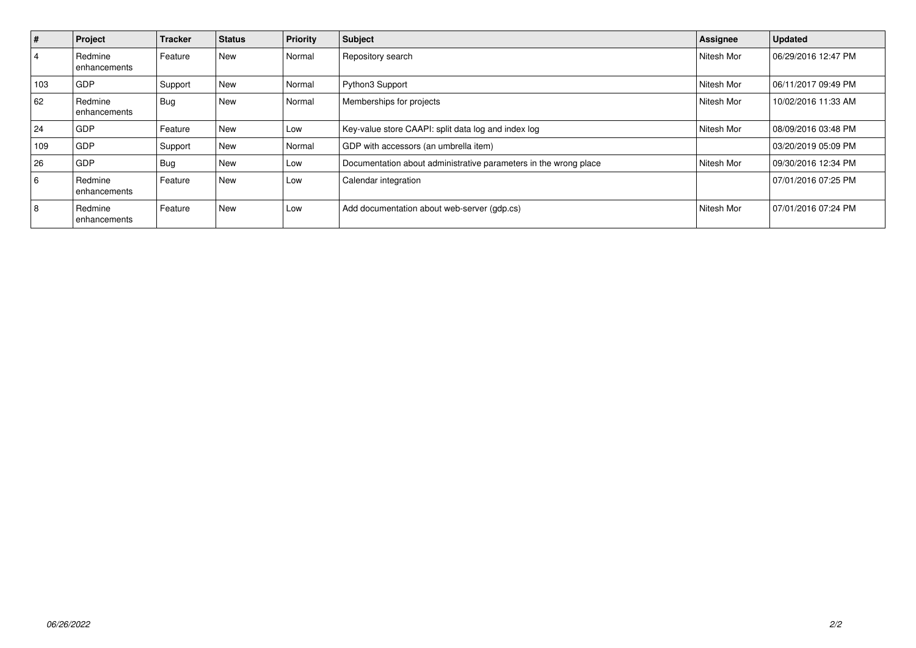| # | Project | Tracker | Status | Priority | Subject | Assignee | Updated |
|---|---|---|---|---|---|---|---|
| 4 | Redmine enhancements | Feature | New | Normal | Repository search | Nitesh Mor | 06/29/2016 12:47 PM |
| 103 | GDP | Support | New | Normal | Python3 Support | Nitesh Mor | 06/11/2017 09:49 PM |
| 62 | Redmine enhancements | Bug | New | Normal | Memberships for projects | Nitesh Mor | 10/02/2016 11:33 AM |
| 24 | GDP | Feature | New | Low | Key-value store CAAPI: split data log and index log | Nitesh Mor | 08/09/2016 03:48 PM |
| 109 | GDP | Support | New | Normal | GDP with accessors (an umbrella item) | | 03/20/2019 05:09 PM |
| 26 | GDP | Bug | New | Low | Documentation about administrative parameters in the wrong place | Nitesh Mor | 09/30/2016 12:34 PM |
| 6 | Redmine enhancements | Feature | New | Low | Calendar integration | | 07/01/2016 07:25 PM |
| 8 | Redmine enhancements | Feature | New | Low | Add documentation about web-server (gdp.cs) | Nitesh Mor | 07/01/2016 07:24 PM |